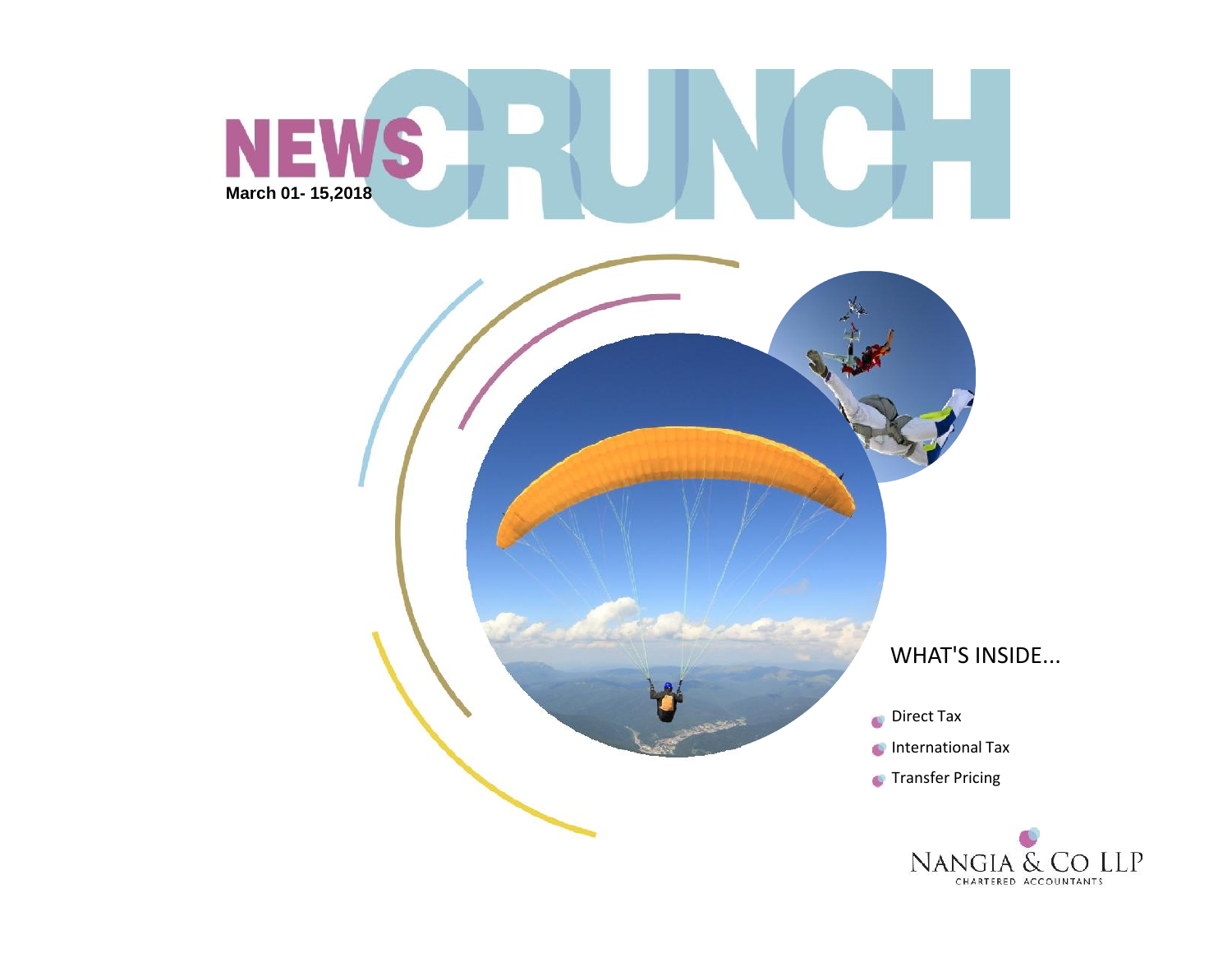# NEWS CRUNCH

**March 01- 15,2018**

## WHAT'S INSIDE...

- Direct Tax
- International Tax
- Transfer Pricing

NANGIA & CO LLP
CHARTERED ACCOUNTANTS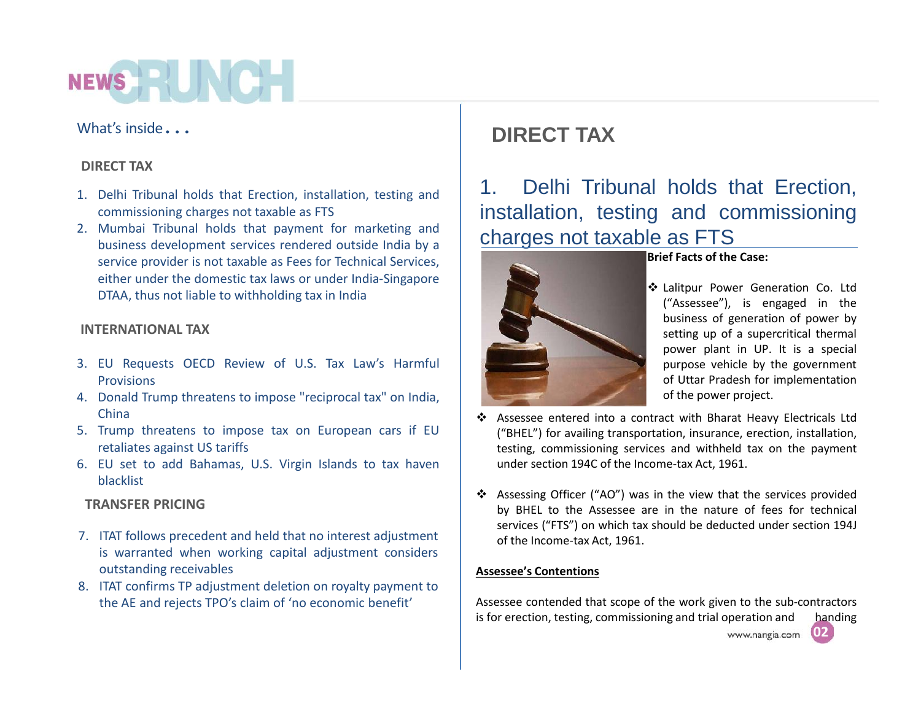# NEWS CRUNCH

What's inside . . .

**DIRECT TAX**

1. Delhi Tribunal holds that Erection, installation, testing and commissioning charges not taxable as FTS
2. Mumbai Tribunal holds that payment for marketing and business development services rendered outside India by a service provider is not taxable as Fees for Technical Services, either under the domestic tax laws or under India-Singapore DTAA, thus not liable to withholding tax in India

**INTERNATIONAL TAX**

3. EU Requests OECD Review of U.S. Tax Law's Harmful Provisions
4. Donald Trump threatens to impose "reciprocal tax" on India, China
5. Trump threatens to impose tax on European cars if EU retaliates against US tariffs
6. EU set to add Bahamas, U.S. Virgin Islands to tax haven blacklist

**TRANSFER PRICING**

7. ITAT follows precedent and held that no interest adjustment is warranted when working capital adjustment considers outstanding receivables
8. ITAT confirms TP adjustment deletion on royalty payment to the AE and rejects TPO's claim of 'no economic benefit'

## DIRECT TAX

### 1. Delhi Tribunal holds that Erection, installation, testing and commissioning charges not taxable as FTS

**Brief Facts of the Case:**

- Lalitpur Power Generation Co. Ltd ("Assessee"), is engaged in the business of generation of power by setting up of a supercritical thermal power plant in UP. It is a special purpose vehicle by the government of Uttar Pradesh for implementation of the power project.
- Assessee entered into a contract with Bharat Heavy Electricals Ltd ("BHEL") for availing transportation, insurance, erection, installation, testing, commissioning services and withheld tax on the payment under section 194C of the Income-tax Act, 1961.
- Assessing Officer ("AO") was in the view that the services provided by BHEL to the Assessee are in the nature of fees for technical services ("FTS") on which tax should be deducted under section 194J of the Income-tax Act, 1961.

**Assessee's Contentions**

Assessee contended that scope of the work given to the sub-contractors is for erection, testing, commissioning and trial operation and handing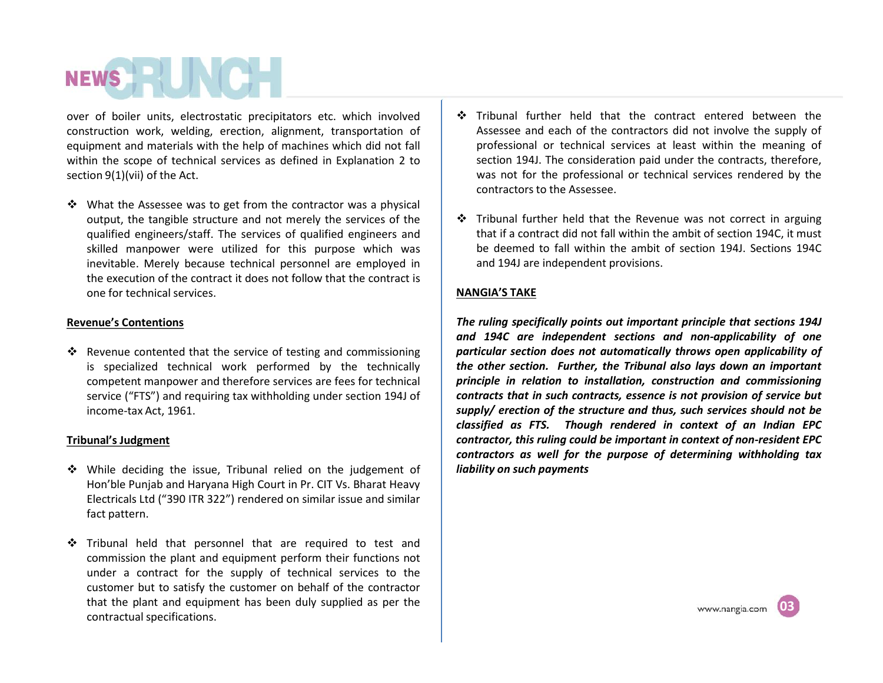over of boiler units, electrostatic precipitators etc. which involved construction work, welding, erection, alignment, transportation of equipment and materials with the help of machines which did not fall within the scope of technical services as defined in Explanation 2 to section 9(1)(vii) of the Act.

- What the Assessee was to get from the contractor was a physical output, the tangible structure and not merely the services of the qualified engineers/staff. The services of qualified engineers and skilled manpower were utilized for this purpose which was inevitable. Merely because technical personnel are employed in the execution of the contract it does not follow that the contract is one for technical services.

**Revenue's Contentions**

- Revenue contented that the service of testing and commissioning is specialized technical work performed by the technically competent manpower and therefore services are fees for technical service ("FTS") and requiring tax withholding under section 194J of income-tax Act, 1961.

**Tribunal's Judgment**

- While deciding the issue, Tribunal relied on the judgement of Hon'ble Punjab and Haryana High Court in Pr. CIT Vs. Bharat Heavy Electricals Ltd ("390 ITR 322") rendered on similar issue and similar fact pattern.

- Tribunal held that personnel that are required to test and commission the plant and equipment perform their functions not under a contract for the supply of technical services to the customer but to satisfy the customer on behalf of the contractor that the plant and equipment has been duly supplied as per the contractual specifications.

- Tribunal further held that the contract entered between the Assessee and each of the contractors did not involve the supply of professional or technical services at least within the meaning of section 194J. The consideration paid under the contracts, therefore, was not for the professional or technical services rendered by the contractors to the Assessee.

- Tribunal further held that the Revenue was not correct in arguing that if a contract did not fall within the ambit of section 194C, it must be deemed to fall within the ambit of section 194J. Sections 194C and 194J are independent provisions.

**NANGIA'S TAKE**

***The ruling specifically points out important principle that sections 194J and 194C are independent sections and non-applicability of one particular section does not automatically throws open applicability of the other section. Further, the Tribunal also lays down an important principle in relation to installation, construction and commissioning contracts that in such contracts, essence is not provision of service but supply/ erection of the structure and thus, such services should not be classified as FTS. Though rendered in context of an Indian EPC contractor, this ruling could be important in context of non-resident EPC contractors as well for the purpose of determining withholding tax liability on such payments***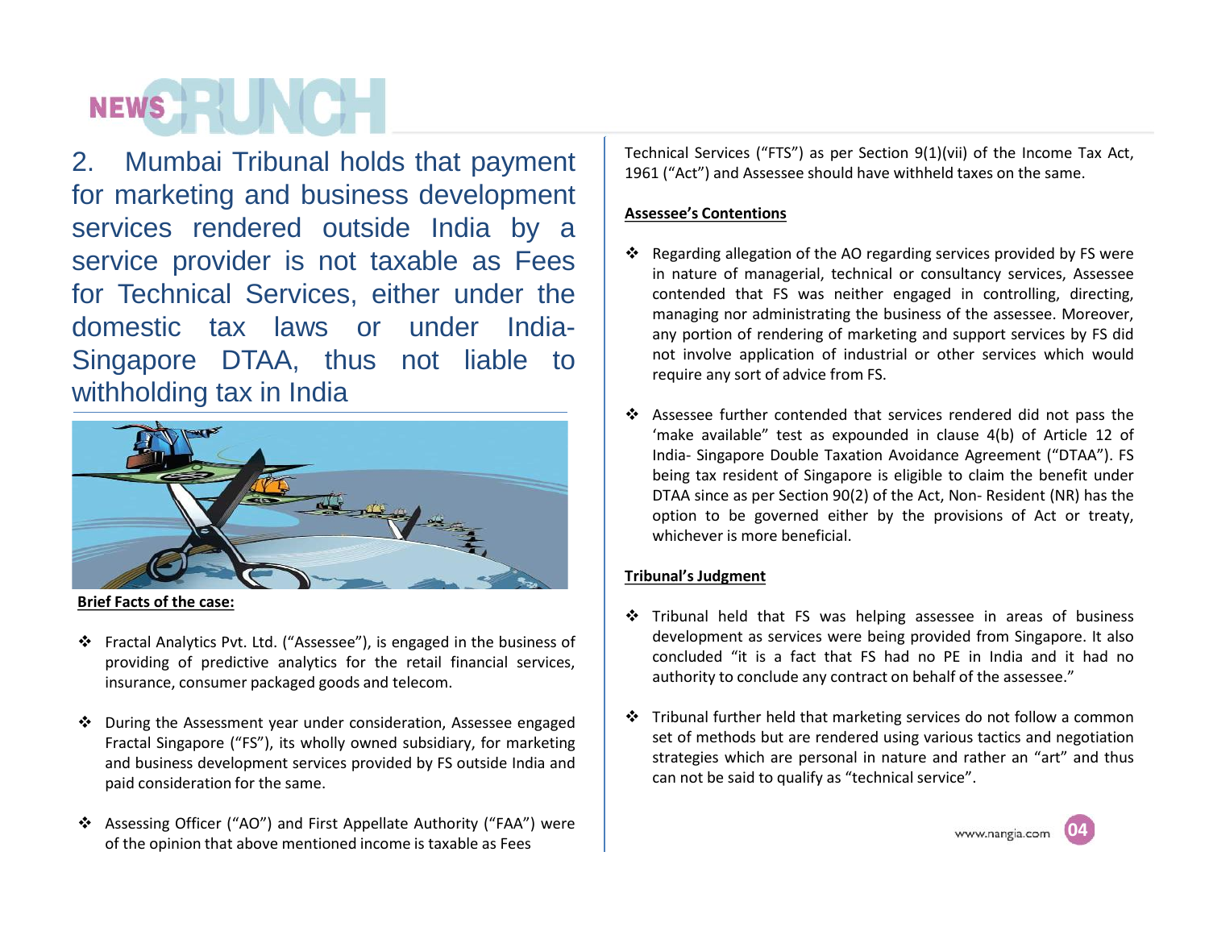## 2. Mumbai Tribunal holds that payment for marketing and business development services rendered outside India by a service provider is not taxable as Fees for Technical Services, either under the domestic tax laws or under India-Singapore DTAA, thus not liable to withholding tax in India

**Brief Facts of the case:**

- Fractal Analytics Pvt. Ltd. ("Assessee"), is engaged in the business of providing of predictive analytics for the retail financial services, insurance, consumer packaged goods and telecom.

- During the Assessment year under consideration, Assessee engaged Fractal Singapore ("FS"), its wholly owned subsidiary, for marketing and business development services provided by FS outside India and paid consideration for the same.

- Assessing Officer ("AO") and First Appellate Authority ("FAA") were of the opinion that above mentioned income is taxable as Fees Technical Services ("FTS") as per Section 9(1)(vii) of the Income Tax Act, 1961 ("Act") and Assessee should have withheld taxes on the same.

**Assessee's Contentions**

- Regarding allegation of the AO regarding services provided by FS were in nature of managerial, technical or consultancy services, Assessee contended that FS was neither engaged in controlling, directing, managing nor administrating the business of the assessee. Moreover, any portion of rendering of marketing and support services by FS did not involve application of industrial or other services which would require any sort of advice from FS.

- Assessee further contended that services rendered did not pass the 'make available" test as expounded in clause 4(b) of Article 12 of India- Singapore Double Taxation Avoidance Agreement ("DTAA"). FS being tax resident of Singapore is eligible to claim the benefit under DTAA since as per Section 90(2) of the Act, Non- Resident (NR) has the option to be governed either by the provisions of Act or treaty, whichever is more beneficial.

**Tribunal's Judgment**

- Tribunal held that FS was helping assessee in areas of business development as services were being provided from Singapore. It also concluded "it is a fact that FS had no PE in India and it had no authority to conclude any contract on behalf of the assessee."

- Tribunal further held that marketing services do not follow a common set of methods but are rendered using various tactics and negotiation strategies which are personal in nature and rather an "art" and thus can not be said to qualify as "technical service".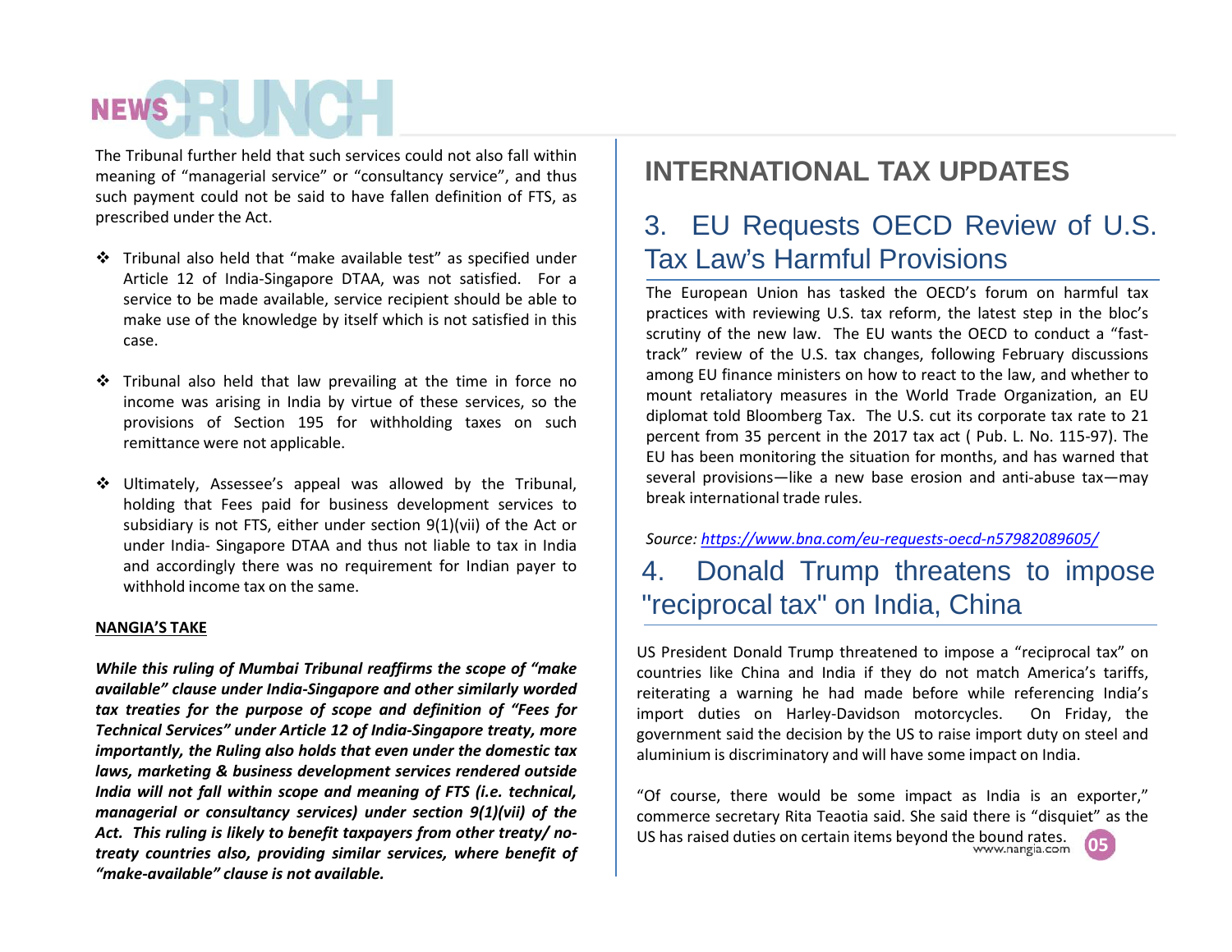The Tribunal further held that such services could not also fall within meaning of "managerial service" or "consultancy service", and thus such payment could not be said to have fallen definition of FTS, as prescribed under the Act.

- Tribunal also held that "make available test" as specified under Article 12 of India-Singapore DTAA, was not satisfied. For a service to be made available, service recipient should be able to make use of the knowledge by itself which is not satisfied in this case.

- Tribunal also held that law prevailing at the time in force no income was arising in India by virtue of these services, so the provisions of Section 195 for withholding taxes on such remittance were not applicable.

- Ultimately, Assessee's appeal was allowed by the Tribunal, holding that Fees paid for business development services to subsidiary is not FTS, either under section 9(1)(vii) of the Act or under India- Singapore DTAA and thus not liable to tax in India and accordingly there was no requirement for Indian payer to withhold income tax on the same.

**NANGIA'S TAKE**

***While this ruling of Mumbai Tribunal reaffirms the scope of "make available" clause under India-Singapore and other similarly worded tax treaties for the purpose of scope and definition of "Fees for Technical Services" under Article 12 of India-Singapore treaty, more importantly, the Ruling also holds that even under the domestic tax laws, marketing & business development services rendered outside India will not fall within scope and meaning of FTS (i.e. technical, managerial or consultancy services) under section 9(1)(vii) of the Act. This ruling is likely to benefit taxpayers from other treaty/ no-treaty countries also, providing similar services, where benefit of "make-available" clause is not available.***

# INTERNATIONAL TAX UPDATES

## 3. EU Requests OECD Review of U.S. Tax Law's Harmful Provisions

The European Union has tasked the OECD's forum on harmful tax practices with reviewing U.S. tax reform, the latest step in the bloc's scrutiny of the new law. The EU wants the OECD to conduct a "fast-track" review of the U.S. tax changes, following February discussions among EU finance ministers on how to react to the law, and whether to mount retaliatory measures in the World Trade Organization, an EU diplomat told Bloomberg Tax. The U.S. cut its corporate tax rate to 21 percent from 35 percent in the 2017 tax act ( Pub. L. No. 115-97). The EU has been monitoring the situation for months, and has warned that several provisions—like a new base erosion and anti-abuse tax—may break international trade rules.

*Source: https://www.bna.com/eu-requests-oecd-n57982089605/*

## 4. Donald Trump threatens to impose "reciprocal tax" on India, China

US President Donald Trump threatened to impose a "reciprocal tax" on countries like China and India if they do not match America's tariffs, reiterating a warning he had made before while referencing India's import duties on Harley-Davidson motorcycles. On Friday, the government said the decision by the US to raise import duty on steel and aluminium is discriminatory and will have some impact on India.

"Of course, there would be some impact as India is an exporter," commerce secretary Rita Teaotia said. She said there is "disquiet" as the US has raised duties on certain items beyond the bound rates.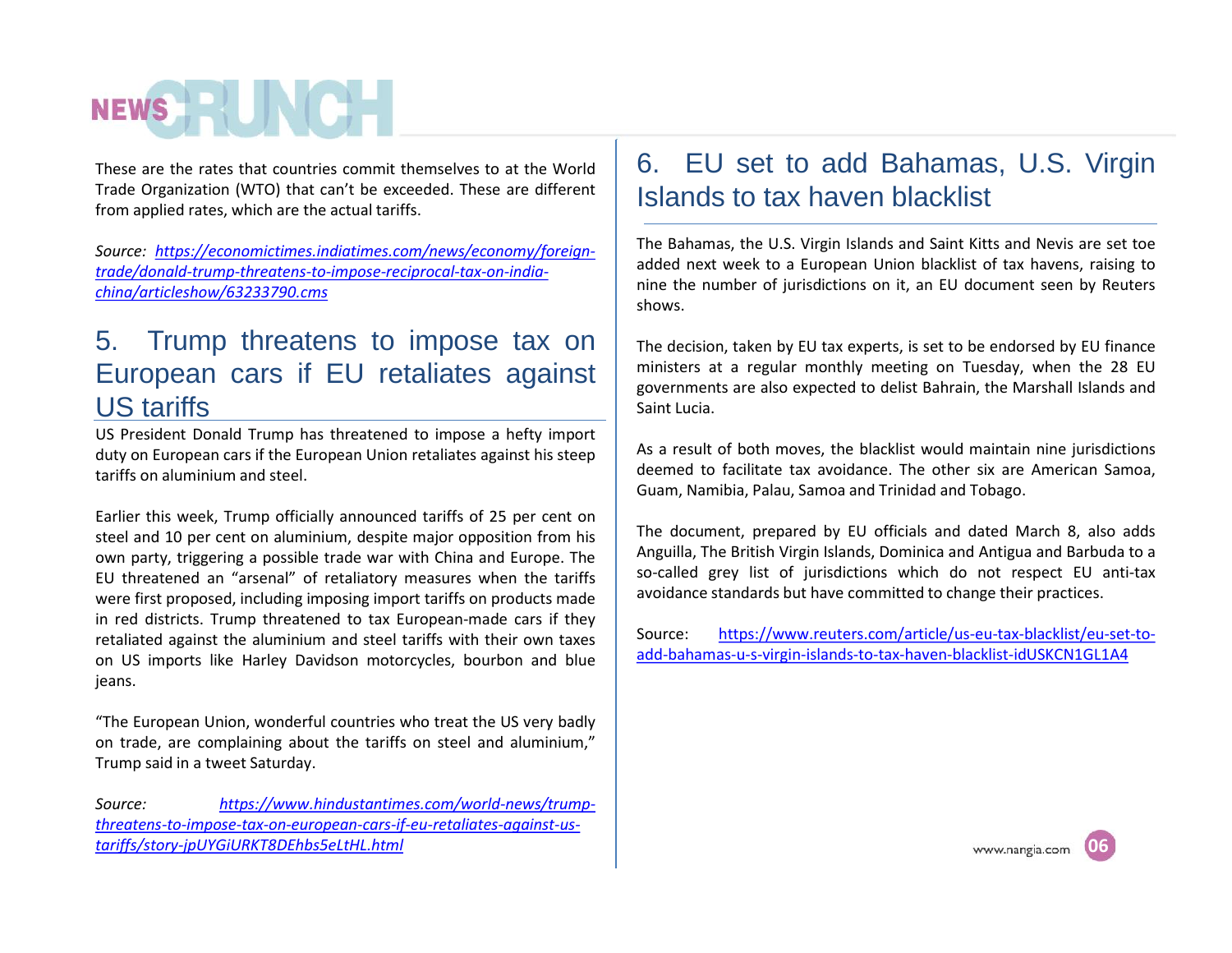These are the rates that countries commit themselves to at the World Trade Organization (WTO) that can't be exceeded. These are different from applied rates, which are the actual tariffs.

*Source: [https://economictimes.indiatimes.com/news/economy/foreign-trade/donald-trump-threatens-to-impose-reciprocal-tax-on-india-china/articleshow/63233790.cms](https://economictimes.indiatimes.com/news/economy/foreign-trade/donald-trump-threatens-to-impose-reciprocal-tax-on-india-china/articleshow/63233790.cms)*

## 5. Trump threatens to impose tax on European cars if EU retaliates against US tariffs

US President Donald Trump has threatened to impose a hefty import duty on European cars if the European Union retaliates against his steep tariffs on aluminium and steel.

Earlier this week, Trump officially announced tariffs of 25 per cent on steel and 10 per cent on aluminium, despite major opposition from his own party, triggering a possible trade war with China and Europe. The EU threatened an "arsenal" of retaliatory measures when the tariffs were first proposed, including imposing import tariffs on products made in red districts. Trump threatened to tax European-made cars if they retaliated against the aluminium and steel tariffs with their own taxes on US imports like Harley Davidson motorcycles, bourbon and blue jeans.

"The European Union, wonderful countries who treat the US very badly on trade, are complaining about the tariffs on steel and aluminium," Trump said in a tweet Saturday.

*Source: [https://www.hindustantimes.com/world-news/trump-threatens-to-impose-tax-on-european-cars-if-eu-retaliates-against-us-tariffs/story-jpUYGiURKT8DEhbs5eLtHL.html](https://www.hindustantimes.com/world-news/trump-threatens-to-impose-tax-on-european-cars-if-eu-retaliates-against-us-tariffs/story-jpUYGiURKT8DEhbs5eLtHL.html)*

## 6. EU set to add Bahamas, U.S. Virgin Islands to tax haven blacklist

The Bahamas, the U.S. Virgin Islands and Saint Kitts and Nevis are set toe added next week to a European Union blacklist of tax havens, raising to nine the number of jurisdictions on it, an EU document seen by Reuters shows.

The decision, taken by EU tax experts, is set to be endorsed by EU finance ministers at a regular monthly meeting on Tuesday, when the 28 EU governments are also expected to delist Bahrain, the Marshall Islands and Saint Lucia.

As a result of both moves, the blacklist would maintain nine jurisdictions deemed to facilitate tax avoidance. The other six are American Samoa, Guam, Namibia, Palau, Samoa and Trinidad and Tobago.

The document, prepared by EU officials and dated March 8, also adds Anguilla, The British Virgin Islands, Dominica and Antigua and Barbuda to a so-called grey list of jurisdictions which do not respect EU anti-tax avoidance standards but have committed to change their practices.

Source: [https://www.reuters.com/article/us-eu-tax-blacklist/eu-set-to-add-bahamas-u-s-virgin-islands-to-tax-haven-blacklist-idUSKCN1GL1A4](https://www.reuters.com/article/us-eu-tax-blacklist/eu-set-to-add-bahamas-u-s-virgin-islands-to-tax-haven-blacklist-idUSKCN1GL1A4)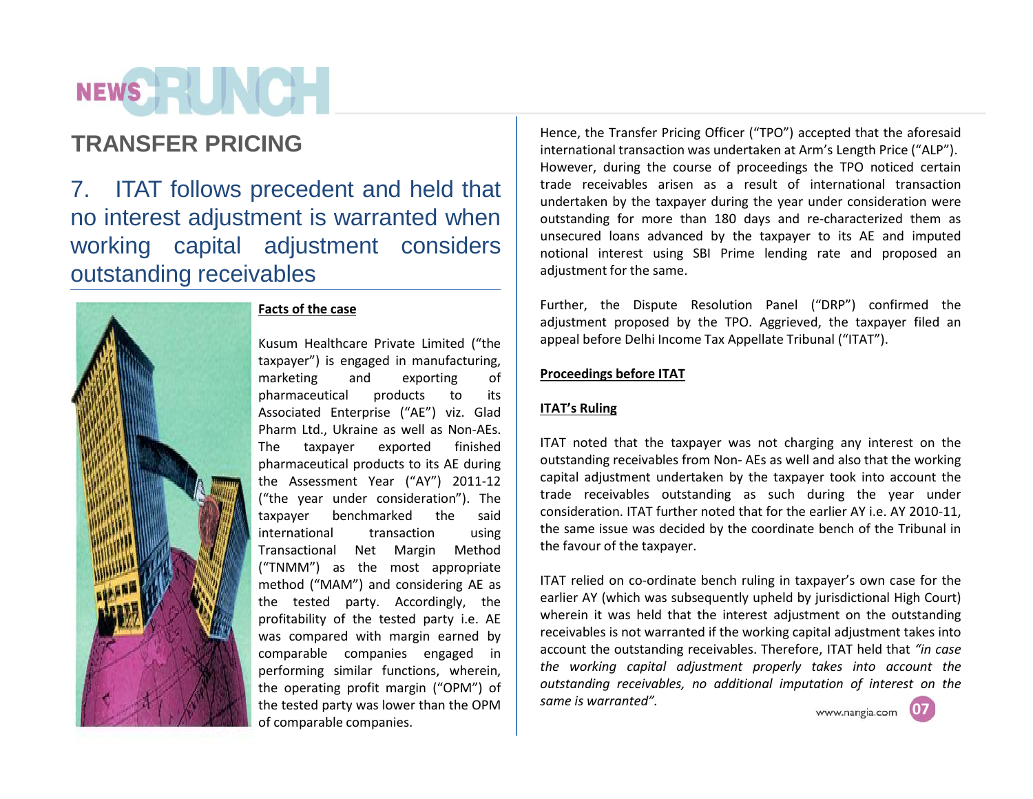## TRANSFER PRICING

### 7. ITAT follows precedent and held that no interest adjustment is warranted when working capital adjustment considers outstanding receivables

**Facts of the case**

Kusum Healthcare Private Limited ("the taxpayer") is engaged in manufacturing, marketing and exporting of pharmaceutical products to its Associated Enterprise ("AE") viz. Glad Pharm Ltd., Ukraine as well as Non-AEs. The taxpayer exported finished pharmaceutical products to its AE during the Assessment Year ("AY") 2011-12 ("the year under consideration"). The taxpayer benchmarked the said international transaction using Transactional Net Margin Method ("TNMM") as the most appropriate method ("MAM") and considering AE as the tested party. Accordingly, the profitability of the tested party i.e. AE was compared with margin earned by comparable companies engaged in performing similar functions, wherein, the operating profit margin ("OPM") of the tested party was lower than the OPM of comparable companies.

Hence, the Transfer Pricing Officer ("TPO") accepted that the aforesaid international transaction was undertaken at Arm's Length Price ("ALP"). However, during the course of proceedings the TPO noticed certain trade receivables arisen as a result of international transaction undertaken by the taxpayer during the year under consideration were outstanding for more than 180 days and re-characterized them as unsecured loans advanced by the taxpayer to its AE and imputed notional interest using SBI Prime lending rate and proposed an adjustment for the same.

Further, the Dispute Resolution Panel ("DRP") confirmed the adjustment proposed by the TPO. Aggrieved, the taxpayer filed an appeal before Delhi Income Tax Appellate Tribunal ("ITAT").

**Proceedings before ITAT**

**ITAT's Ruling**

ITAT noted that the taxpayer was not charging any interest on the outstanding receivables from Non- AEs as well and also that the working capital adjustment undertaken by the taxpayer took into account the trade receivables outstanding as such during the year under consideration. ITAT further noted that for the earlier AY i.e. AY 2010-11, the same issue was decided by the coordinate bench of the Tribunal in the favour of the taxpayer.

ITAT relied on co-ordinate bench ruling in taxpayer's own case for the earlier AY (which was subsequently upheld by jurisdictional High Court) wherein it was held that the interest adjustment on the outstanding receivables is not warranted if the working capital adjustment takes into account the outstanding receivables. Therefore, ITAT held that *"in case the working capital adjustment properly takes into account the outstanding receivables, no additional imputation of interest on the same is warranted".*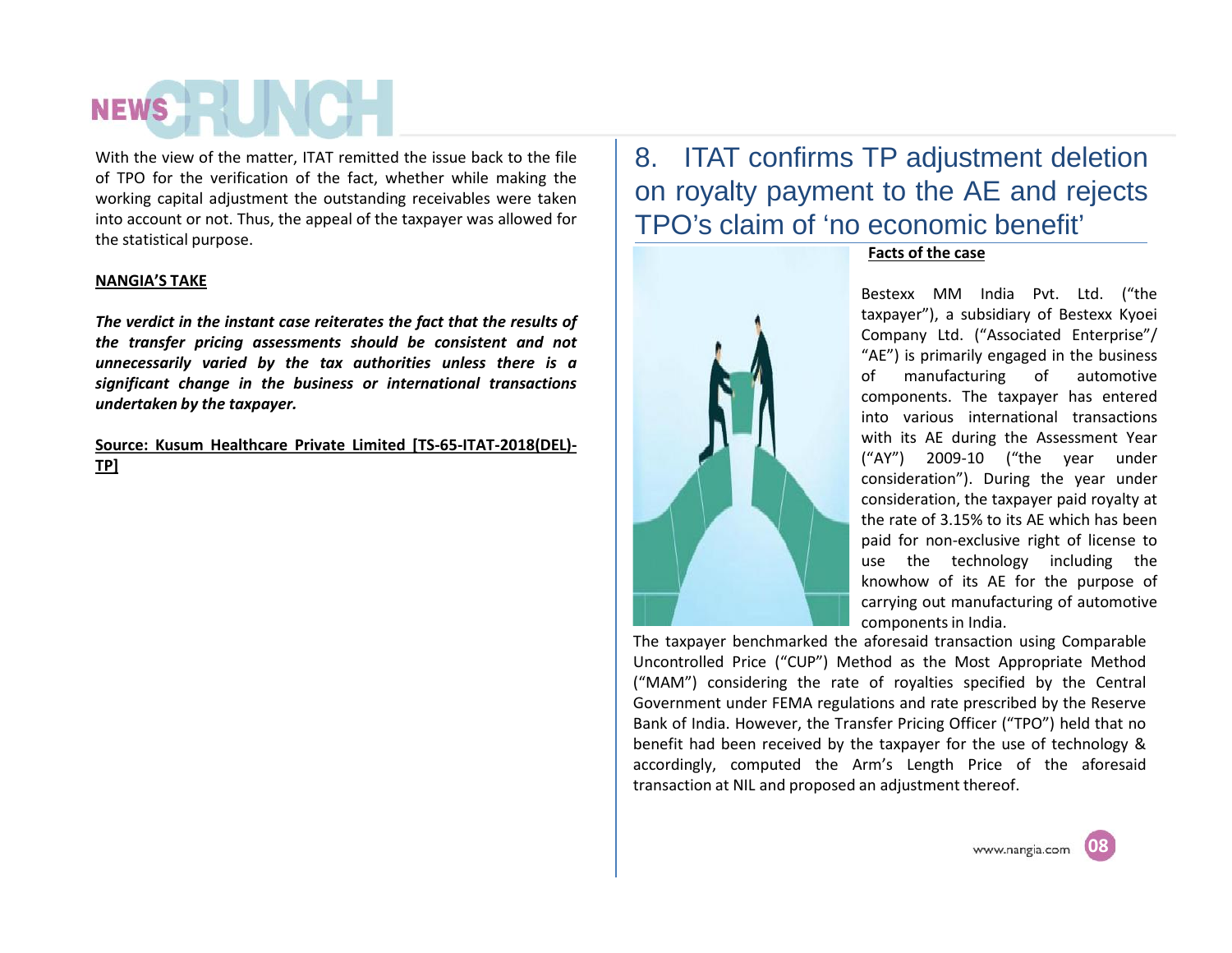With the view of the matter, ITAT remitted the issue back to the file of TPO for the verification of the fact, whether while making the working capital adjustment the outstanding receivables were taken into account or not. Thus, the appeal of the taxpayer was allowed for the statistical purpose.

**NANGIA'S TAKE**

***The verdict in the instant case reiterates the fact that the results of the transfer pricing assessments should be consistent and not unnecessarily varied by the tax authorities unless there is a significant change in the business or international transactions undertaken by the taxpayer.***

**Source: Kusum Healthcare Private Limited [TS-65-ITAT-2018(DEL)-TP]**

## 8. ITAT confirms TP adjustment deletion on royalty payment to the AE and rejects TPO's claim of 'no economic benefit'

**Facts of the case**

Bestexx MM India Pvt. Ltd. ("the taxpayer"), a subsidiary of Bestexx Kyoei Company Ltd. ("Associated Enterprise"/ "AE") is primarily engaged in the business of manufacturing of automotive components. The taxpayer has entered into various international transactions with its AE during the Assessment Year ("AY") 2009-10 ("the year under consideration"). During the year under consideration, the taxpayer paid royalty at the rate of 3.15% to its AE which has been paid for non-exclusive right of license to use the technology including the knowhow of its AE for the purpose of carrying out manufacturing of automotive components in India.

The taxpayer benchmarked the aforesaid transaction using Comparable Uncontrolled Price ("CUP") Method as the Most Appropriate Method ("MAM") considering the rate of royalties specified by the Central Government under FEMA regulations and rate prescribed by the Reserve Bank of India. However, the Transfer Pricing Officer ("TPO") held that no benefit had been received by the taxpayer for the use of technology & accordingly, computed the Arm's Length Price of the aforesaid transaction at NIL and proposed an adjustment thereof.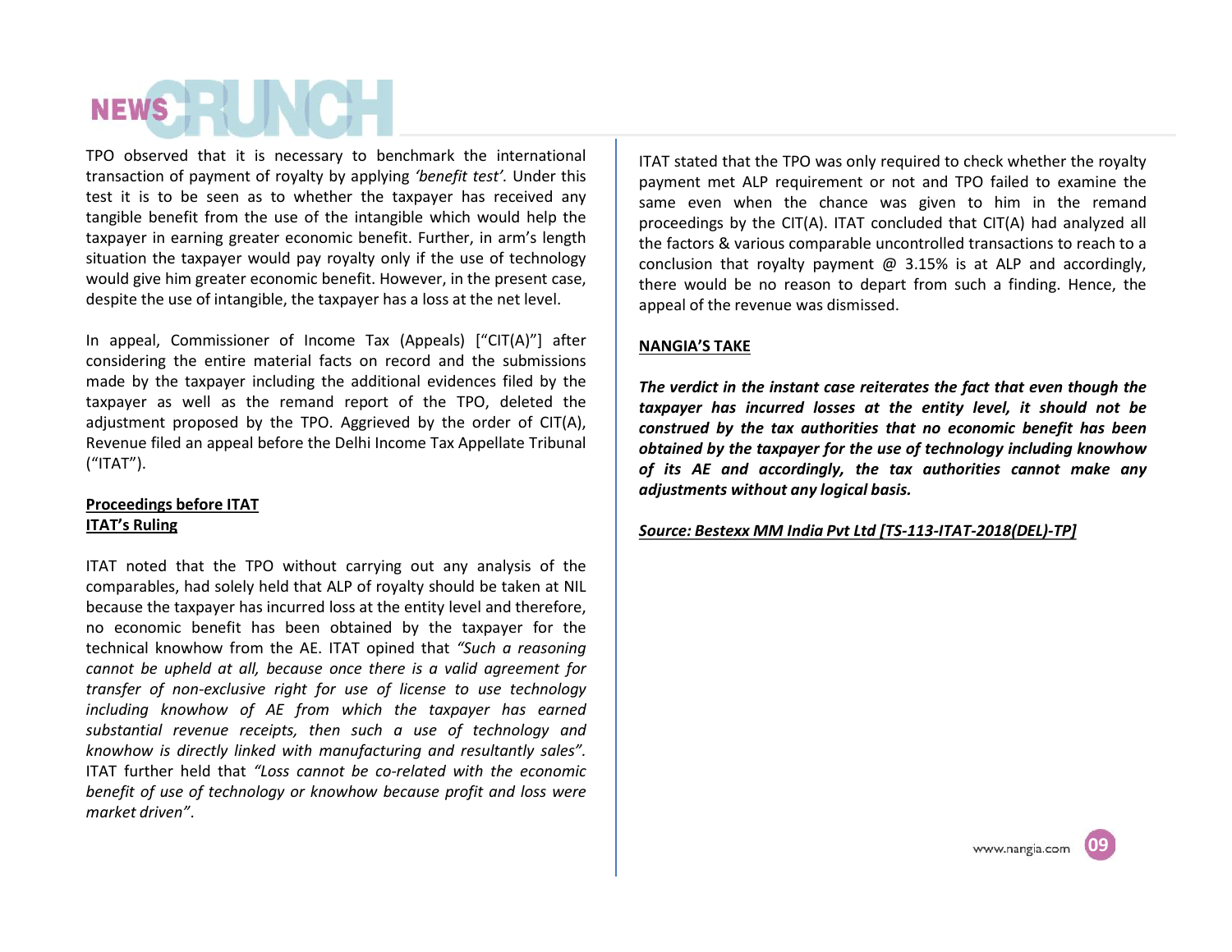TPO observed that it is necessary to benchmark the international transaction of payment of royalty by applying *'benefit test'*. Under this test it is to be seen as to whether the taxpayer has received any tangible benefit from the use of the intangible which would help the taxpayer in earning greater economic benefit. Further, in arm's length situation the taxpayer would pay royalty only if the use of technology would give him greater economic benefit. However, in the present case, despite the use of intangible, the taxpayer has a loss at the net level.

In appeal, Commissioner of Income Tax (Appeals) ["CIT(A)"] after considering the entire material facts on record and the submissions made by the taxpayer including the additional evidences filed by the taxpayer as well as the remand report of the TPO, deleted the adjustment proposed by the TPO. Aggrieved by the order of CIT(A), Revenue filed an appeal before the Delhi Income Tax Appellate Tribunal ("ITAT").

**Proceedings before ITAT**

**ITAT's Ruling**

ITAT noted that the TPO without carrying out any analysis of the comparables, had solely held that ALP of royalty should be taken at NIL because the taxpayer has incurred loss at the entity level and therefore, no economic benefit has been obtained by the taxpayer for the technical knowhow from the AE. ITAT opined that *"Such a reasoning cannot be upheld at all, because once there is a valid agreement for transfer of non-exclusive right for use of license to use technology including knowhow of AE from which the taxpayer has earned substantial revenue receipts, then such a use of technology and knowhow is directly linked with manufacturing and resultantly sales"*. ITAT further held that *"Loss cannot be co-related with the economic benefit of use of technology or knowhow because profit and loss were market driven"*.

ITAT stated that the TPO was only required to check whether the royalty payment met ALP requirement or not and TPO failed to examine the same even when the chance was given to him in the remand proceedings by the CIT(A). ITAT concluded that CIT(A) had analyzed all the factors & various comparable uncontrolled transactions to reach to a conclusion that royalty payment @ 3.15% is at ALP and accordingly, there would be no reason to depart from such a finding. Hence, the appeal of the revenue was dismissed.

**NANGIA'S TAKE**

***The verdict in the instant case reiterates the fact that even though the taxpayer has incurred losses at the entity level, it should not be construed by the tax authorities that no economic benefit has been obtained by the taxpayer for the use of technology including knowhow of its AE and accordingly, the tax authorities cannot make any adjustments without any logical basis.***

***Source: Bestexx MM India Pvt Ltd [TS-113-ITAT-2018(DEL)-TP]***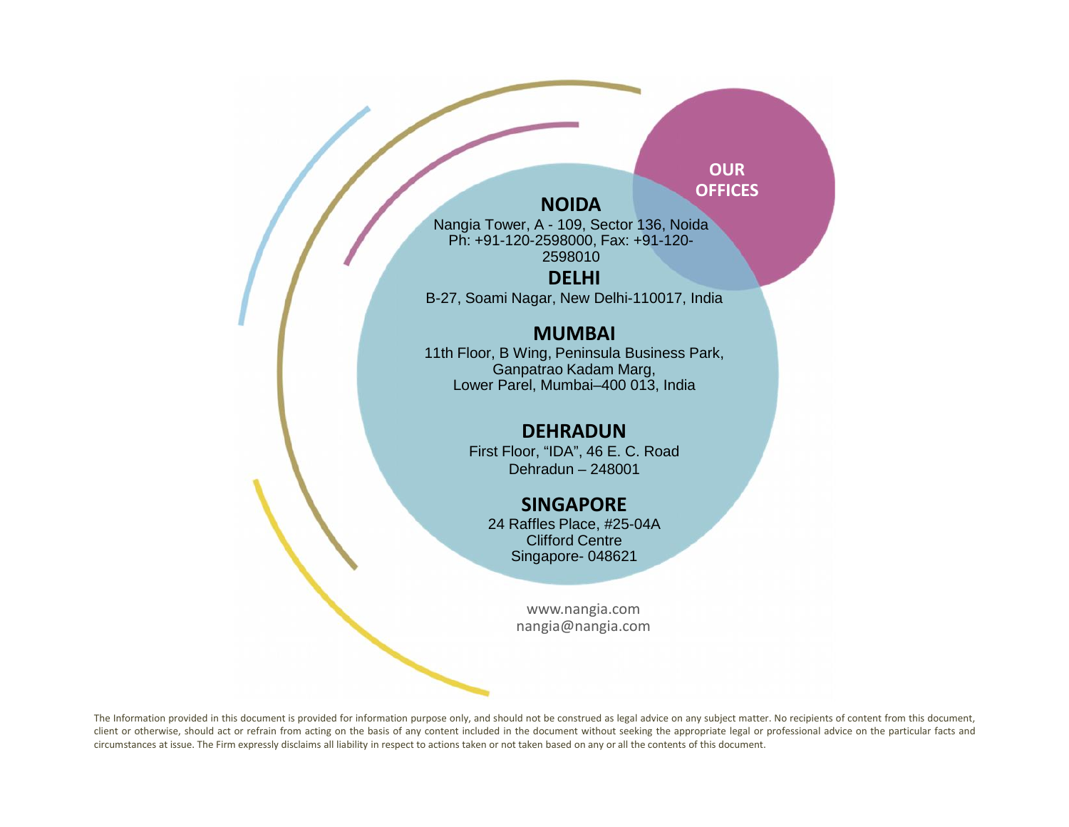## OUR OFFICES

### NOIDA

Nangia Tower, A - 109, Sector 136, Noida
Ph: +91-120-2598000, Fax: +91-120-2598010

### DELHI

B-27, Soami Nagar, New Delhi-110017, India

### MUMBAI

11th Floor, B Wing, Peninsula Business Park,
Ganpatrao Kadam Marg,
Lower Parel, Mumbai–400 013, India

### DEHRADUN

First Floor, “IDA”, 46 E. C. Road
Dehradun – 248001

### SINGAPORE

24 Raffles Place, #25-04A
Clifford Centre
Singapore- 048621

www.nangia.com
nangia@nangia.com

The Information provided in this document is provided for information purpose only, and should not be construed as legal advice on any subject matter. No recipients of content from this document, client or otherwise, should act or refrain from acting on the basis of any content included in the document without seeking the appropriate legal or professional advice on the particular facts and circumstances at issue. The Firm expressly disclaims all liability in respect to actions taken or not taken based on any or all the contents of this document.